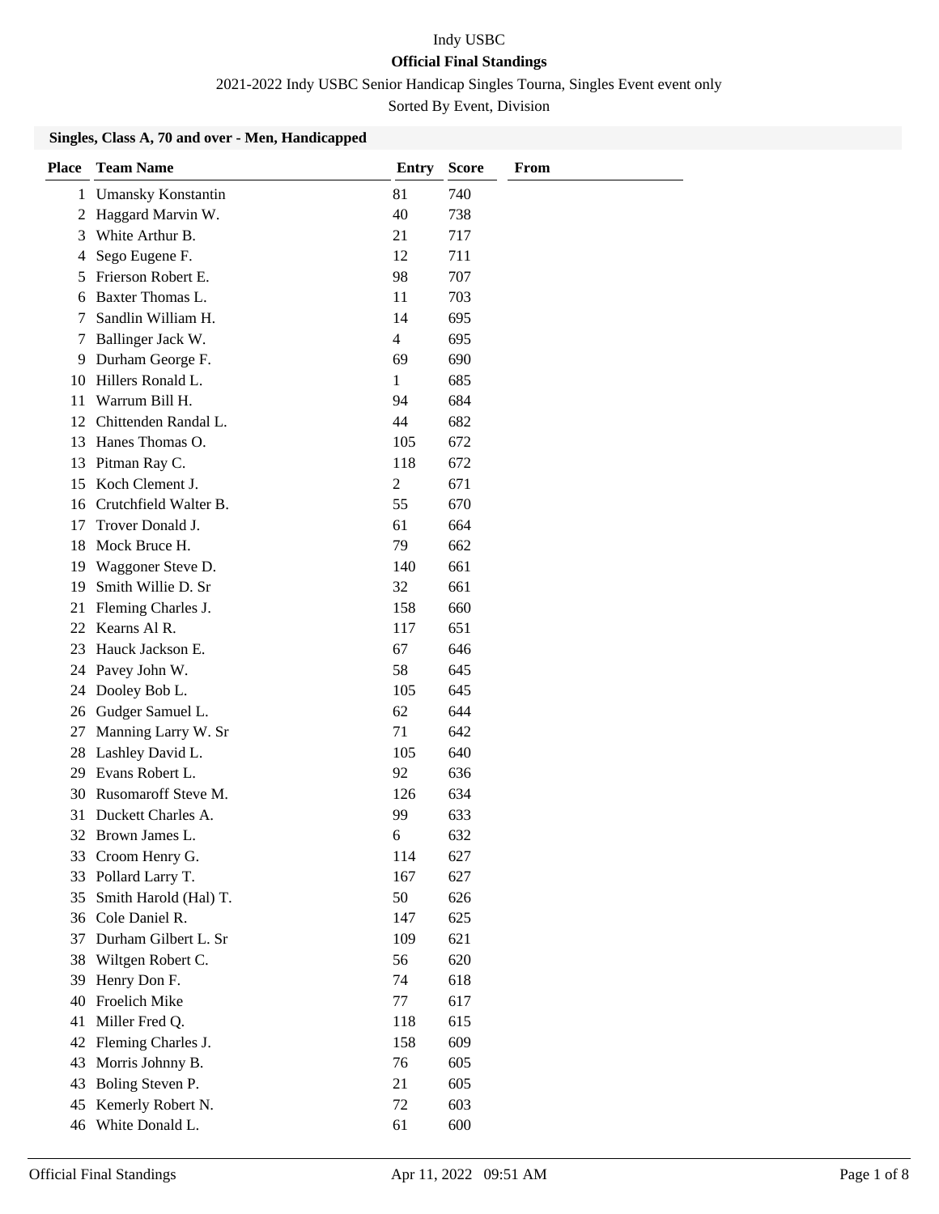Indy USBC

**Official Final Standings**

2021-2022 Indy USBC Senior Handicap Singles Tourna, Singles Event event only

Sorted By Event, Division

### Singles, Class A, 70 and over - Men, Handicapped

| Place | Team Name | Entry | Score | From |
|---|---|---|---|---|
| 1 | Umansky Konstantin | 81 | 740 | |
| 2 | Haggard Marvin W. | 40 | 738 | |
| 3 | White Arthur B. | 21 | 717 | |
| 4 | Sego Eugene F. | 12 | 711 | |
| 5 | Frierson Robert E. | 98 | 707 | |
| 6 | Baxter Thomas L. | 11 | 703 | |
| 7 | Sandlin William H. | 14 | 695 | |
| 7 | Ballinger Jack W. | 4 | 695 | |
| 9 | Durham George F. | 69 | 690 | |
| 10 | Hillers Ronald L. | 1 | 685 | |
| 11 | Warrum Bill H. | 94 | 684 | |
| 12 | Chittenden Randal L. | 44 | 682 | |
| 13 | Hanes Thomas O. | 105 | 672 | |
| 13 | Pitman Ray C. | 118 | 672 | |
| 15 | Koch Clement J. | 2 | 671 | |
| 16 | Crutchfield Walter B. | 55 | 670 | |
| 17 | Trover Donald J. | 61 | 664 | |
| 18 | Mock Bruce H. | 79 | 662 | |
| 19 | Waggoner Steve D. | 140 | 661 | |
| 19 | Smith Willie D. Sr | 32 | 661 | |
| 21 | Fleming Charles J. | 158 | 660 | |
| 22 | Kearns Al R. | 117 | 651 | |
| 23 | Hauck Jackson E. | 67 | 646 | |
| 24 | Pavey John W. | 58 | 645 | |
| 24 | Dooley Bob L. | 105 | 645 | |
| 26 | Gudger Samuel L. | 62 | 644 | |
| 27 | Manning Larry W. Sr | 71 | 642 | |
| 28 | Lashley David L. | 105 | 640 | |
| 29 | Evans Robert L. | 92 | 636 | |
| 30 | Rusomaroff Steve M. | 126 | 634 | |
| 31 | Duckett Charles A. | 99 | 633 | |
| 32 | Brown James L. | 6 | 632 | |
| 33 | Croom Henry G. | 114 | 627 | |
| 33 | Pollard Larry T. | 167 | 627 | |
| 35 | Smith Harold (Hal) T. | 50 | 626 | |
| 36 | Cole Daniel R. | 147 | 625 | |
| 37 | Durham Gilbert L. Sr | 109 | 621 | |
| 38 | Wiltgen Robert C. | 56 | 620 | |
| 39 | Henry Don F. | 74 | 618 | |
| 40 | Froelich Mike | 77 | 617 | |
| 41 | Miller Fred Q. | 118 | 615 | |
| 42 | Fleming Charles J. | 158 | 609 | |
| 43 | Morris Johnny B. | 76 | 605 | |
| 43 | Boling Steven P. | 21 | 605 | |
| 45 | Kemerly Robert N. | 72 | 603 | |
| 46 | White Donald L. | 61 | 600 | |

Official Final Standings Apr 11, 2022 09:51 AM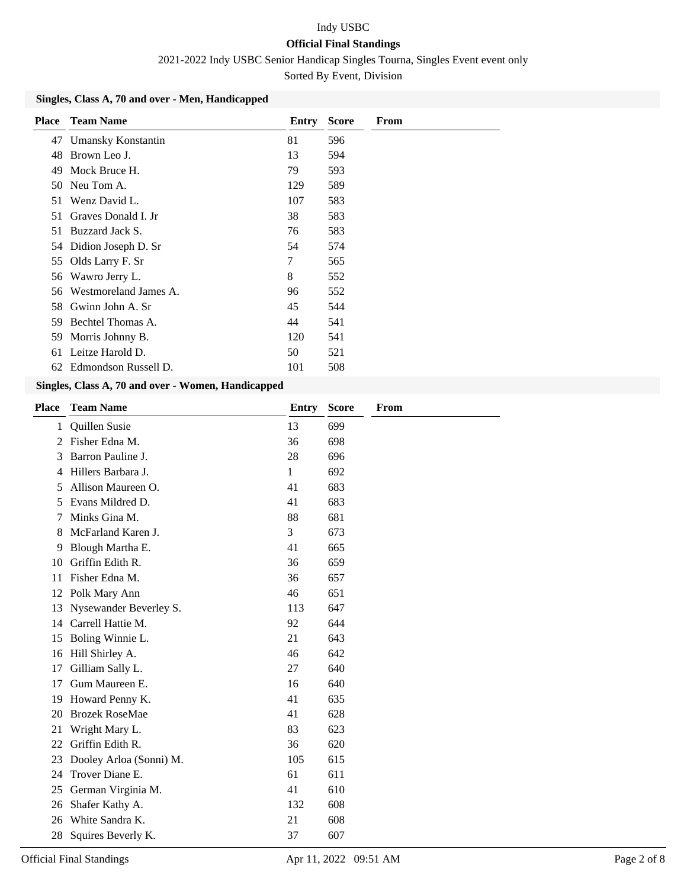Indy USBC

**Official Final Standings**

2021-2022 Indy USBC Senior Handicap Singles Tourna, Singles Event event only

Sorted By Event, Division

### Singles, Class A, 70 and over - Men, Handicapped

| Place | Team Name | Entry | Score | From |
|---|---|---|---|---|
| 47 | Umansky Konstantin | 81 | 596 | |
| 48 | Brown Leo J. | 13 | 594 | |
| 49 | Mock Bruce H. | 79 | 593 | |
| 50 | Neu Tom A. | 129 | 589 | |
| 51 | Wenz David L. | 107 | 583 | |
| 51 | Graves Donald I. Jr | 38 | 583 | |
| 51 | Buzzard Jack S. | 76 | 583 | |
| 54 | Didion Joseph D. Sr | 54 | 574 | |
| 55 | Olds Larry F. Sr | 7 | 565 | |
| 56 | Wawro Jerry L. | 8 | 552 | |
| 56 | Westmoreland James A. | 96 | 552 | |
| 58 | Gwinn John A. Sr | 45 | 544 | |
| 59 | Bechtel Thomas A. | 44 | 541 | |
| 59 | Morris Johnny B. | 120 | 541 | |
| 61 | Leitze Harold D. | 50 | 521 | |
| 62 | Edmondson Russell D. | 101 | 508 | |

### Singles, Class A, 70 and over - Women, Handicapped

| Place | Team Name | Entry | Score | From |
|---|---|---|---|---|
| 1 | Quillen Susie | 13 | 699 | |
| 2 | Fisher Edna M. | 36 | 698 | |
| 3 | Barron Pauline J. | 28 | 696 | |
| 4 | Hillers Barbara J. | 1 | 692 | |
| 5 | Allison Maureen O. | 41 | 683 | |
| 5 | Evans Mildred D. | 41 | 683 | |
| 7 | Minks Gina M. | 88 | 681 | |
| 8 | McFarland Karen J. | 3 | 673 | |
| 9 | Blough Martha E. | 41 | 665 | |
| 10 | Griffin Edith R. | 36 | 659 | |
| 11 | Fisher Edna M. | 36 | 657 | |
| 12 | Polk Mary Ann | 46 | 651 | |
| 13 | Nysewander Beverley S. | 113 | 647 | |
| 14 | Carrell Hattie M. | 92 | 644 | |
| 15 | Boling Winnie L. | 21 | 643 | |
| 16 | Hill Shirley A. | 46 | 642 | |
| 17 | Gilliam Sally L. | 27 | 640 | |
| 17 | Gum Maureen E. | 16 | 640 | |
| 19 | Howard Penny K. | 41 | 635 | |
| 20 | Brozek RoseMae | 41 | 628 | |
| 21 | Wright Mary L. | 83 | 623 | |
| 22 | Griffin Edith R. | 36 | 620 | |
| 23 | Dooley Arloa (Sonni) M. | 105 | 615 | |
| 24 | Trover Diane E. | 61 | 611 | |
| 25 | German Virginia M. | 41 | 610 | |
| 26 | Shafer Kathy A. | 132 | 608 | |
| 26 | White Sandra K. | 21 | 608 | |
| 28 | Squires Beverly K. | 37 | 607 | |

Official Final Standings Apr 11, 2022 09:51 AM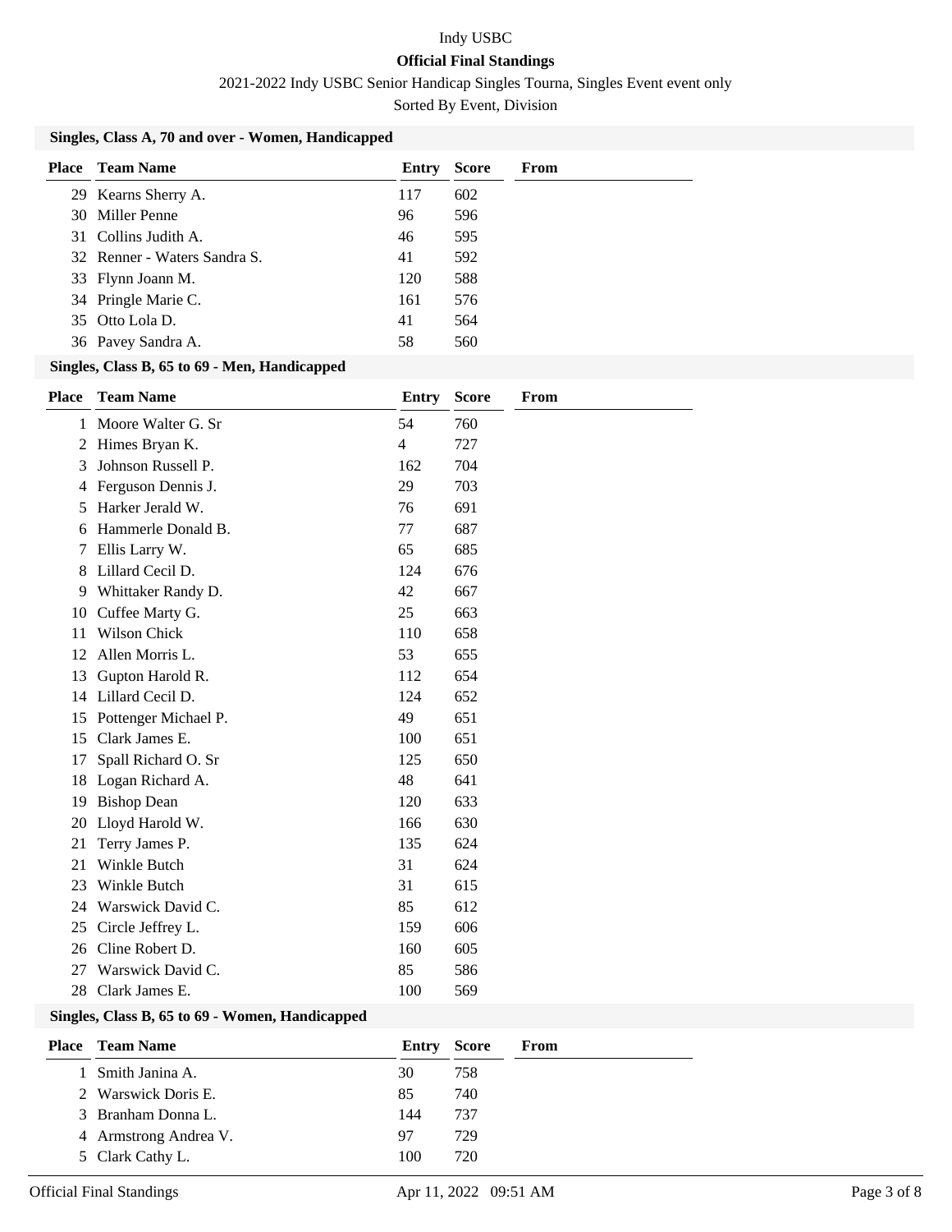Indy USBC

**Official Final Standings**

2021-2022 Indy USBC Senior Handicap Singles Tourna, Singles Event event only

Sorted By Event, Division

### Singles, Class A, 70 and over - Women, Handicapped

| Place | Team Name | Entry | Score | From |
|---|---|---|---|---|
| 29 | Kearns Sherry A. | 117 | 602 | |
| 30 | Miller Penne | 96 | 596 | |
| 31 | Collins Judith A. | 46 | 595 | |
| 32 | Renner - Waters Sandra S. | 41 | 592 | |
| 33 | Flynn Joann M. | 120 | 588 | |
| 34 | Pringle Marie C. | 161 | 576 | |
| 35 | Otto Lola D. | 41 | 564 | |
| 36 | Pavey Sandra A. | 58 | 560 | |

### Singles, Class B, 65 to 69 - Men, Handicapped

| Place | Team Name | Entry | Score | From |
|---|---|---|---|---|
| 1 | Moore Walter G. Sr | 54 | 760 | |
| 2 | Himes Bryan K. | 4 | 727 | |
| 3 | Johnson Russell P. | 162 | 704 | |
| 4 | Ferguson Dennis J. | 29 | 703 | |
| 5 | Harker Jerald W. | 76 | 691 | |
| 6 | Hammerle Donald B. | 77 | 687 | |
| 7 | Ellis Larry W. | 65 | 685 | |
| 8 | Lillard Cecil D. | 124 | 676 | |
| 9 | Whittaker Randy D. | 42 | 667 | |
| 10 | Cuffee Marty G. | 25 | 663 | |
| 11 | Wilson Chick | 110 | 658 | |
| 12 | Allen Morris L. | 53 | 655 | |
| 13 | Gupton Harold R. | 112 | 654 | |
| 14 | Lillard Cecil D. | 124 | 652 | |
| 15 | Pottenger Michael P. | 49 | 651 | |
| 15 | Clark James E. | 100 | 651 | |
| 17 | Spall Richard O. Sr | 125 | 650 | |
| 18 | Logan Richard A. | 48 | 641 | |
| 19 | Bishop Dean | 120 | 633 | |
| 20 | Lloyd Harold W. | 166 | 630 | |
| 21 | Terry James P. | 135 | 624 | |
| 21 | Winkle Butch | 31 | 624 | |
| 23 | Winkle Butch | 31 | 615 | |
| 24 | Warswick David C. | 85 | 612 | |
| 25 | Circle Jeffrey L. | 159 | 606 | |
| 26 | Cline Robert D. | 160 | 605 | |
| 27 | Warswick David C. | 85 | 586 | |
| 28 | Clark James E. | 100 | 569 | |

### Singles, Class B, 65 to 69 - Women, Handicapped

| Place | Team Name | Entry | Score | From |
|---|---|---|---|---|
| 1 | Smith Janina A. | 30 | 758 | |
| 2 | Warswick Doris E. | 85 | 740 | |
| 3 | Branham Donna L. | 144 | 737 | |
| 4 | Armstrong Andrea V. | 97 | 729 | |
| 5 | Clark Cathy L. | 100 | 720 | |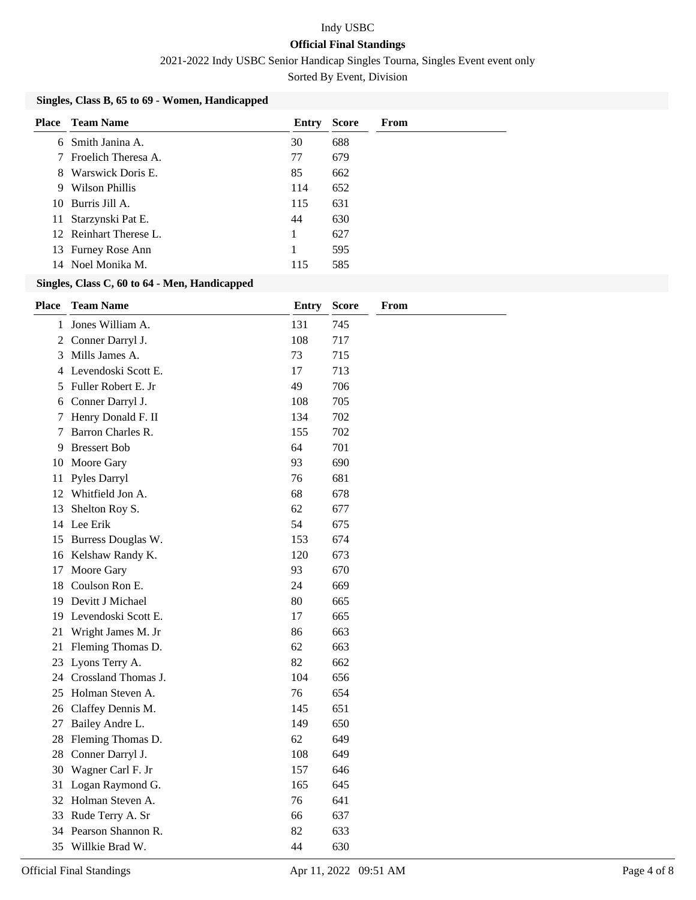Indy USBC

**Official Final Standings**

2021-2022 Indy USBC Senior Handicap Singles Tourna, Singles Event event only

Sorted By Event, Division

### Singles, Class B, 65 to 69 - Women, Handicapped

| Place | Team Name | Entry | Score | From |
|---|---|---|---|---|
| 6 | Smith Janina A. | 30 | 688 | |
| 7 | Froelich Theresa A. | 77 | 679 | |
| 8 | Warswick Doris E. | 85 | 662 | |
| 9 | Wilson Phillis | 114 | 652 | |
| 10 | Burris Jill A. | 115 | 631 | |
| 11 | Starzynski Pat E. | 44 | 630 | |
| 12 | Reinhart Therese L. | 1 | 627 | |
| 13 | Furney Rose Ann | 1 | 595 | |
| 14 | Noel Monika M. | 115 | 585 | |

### Singles, Class C, 60 to 64 - Men, Handicapped

| Place | Team Name | Entry | Score | From |
|---|---|---|---|---|
| 1 | Jones William A. | 131 | 745 | |
| 2 | Conner Darryl J. | 108 | 717 | |
| 3 | Mills James A. | 73 | 715 | |
| 4 | Levendoski Scott E. | 17 | 713 | |
| 5 | Fuller Robert E. Jr | 49 | 706 | |
| 6 | Conner Darryl J. | 108 | 705 | |
| 7 | Henry Donald F. II | 134 | 702 | |
| 7 | Barron Charles R. | 155 | 702 | |
| 9 | Bressert Bob | 64 | 701 | |
| 10 | Moore Gary | 93 | 690 | |
| 11 | Pyles Darryl | 76 | 681 | |
| 12 | Whitfield Jon A. | 68 | 678 | |
| 13 | Shelton Roy S. | 62 | 677 | |
| 14 | Lee Erik | 54 | 675 | |
| 15 | Burress Douglas W. | 153 | 674 | |
| 16 | Kelshaw Randy K. | 120 | 673 | |
| 17 | Moore Gary | 93 | 670 | |
| 18 | Coulson Ron E. | 24 | 669 | |
| 19 | Devitt J Michael | 80 | 665 | |
| 19 | Levendoski Scott E. | 17 | 665 | |
| 21 | Wright James M. Jr | 86 | 663 | |
| 21 | Fleming Thomas D. | 62 | 663 | |
| 23 | Lyons Terry A. | 82 | 662 | |
| 24 | Crossland Thomas J. | 104 | 656 | |
| 25 | Holman Steven A. | 76 | 654 | |
| 26 | Claffey Dennis M. | 145 | 651 | |
| 27 | Bailey Andre L. | 149 | 650 | |
| 28 | Fleming Thomas D. | 62 | 649 | |
| 28 | Conner Darryl J. | 108 | 649 | |
| 30 | Wagner Carl F. Jr | 157 | 646 | |
| 31 | Logan Raymond G. | 165 | 645 | |
| 32 | Holman Steven A. | 76 | 641 | |
| 33 | Rude Terry A. Sr | 66 | 637 | |
| 34 | Pearson Shannon R. | 82 | 633 | |
| 35 | Willkie Brad W. | 44 | 630 | |

Official Final Standings Apr 11, 2022 09:51 AM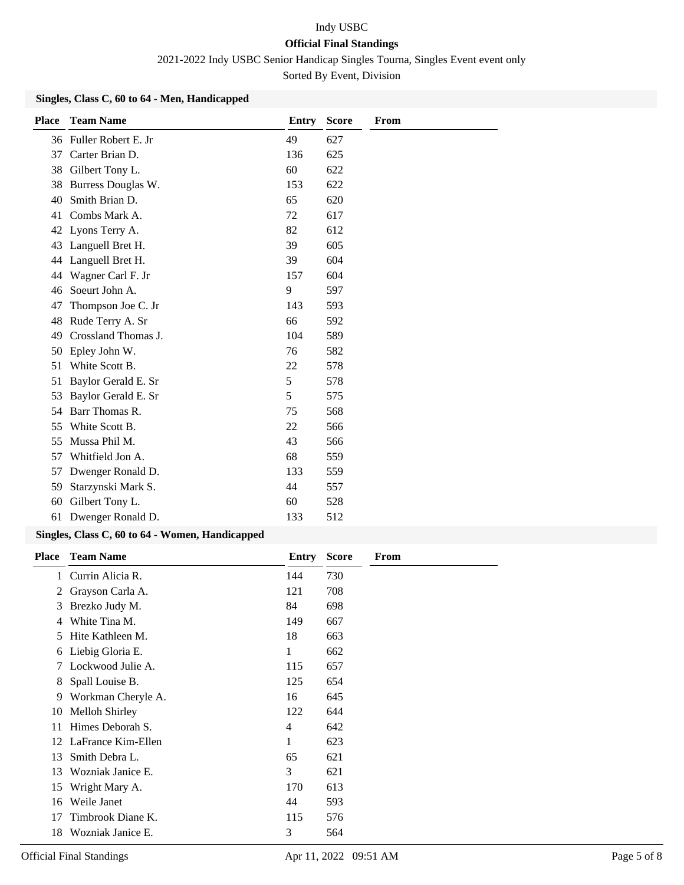Indy USBC

**Official Final Standings**

2021-2022 Indy USBC Senior Handicap Singles Tourna, Singles Event event only

Sorted By Event, Division

### Singles, Class C, 60 to 64 - Men, Handicapped

| Place | Team Name | Entry | Score | From |
|---|---|---|---|---|
| 36 | Fuller Robert E. Jr | 49 | 627 | |
| 37 | Carter Brian D. | 136 | 625 | |
| 38 | Gilbert Tony L. | 60 | 622 | |
| 38 | Burress Douglas W. | 153 | 622 | |
| 40 | Smith Brian D. | 65 | 620 | |
| 41 | Combs Mark A. | 72 | 617 | |
| 42 | Lyons Terry A. | 82 | 612 | |
| 43 | Languell Bret H. | 39 | 605 | |
| 44 | Languell Bret H. | 39 | 604 | |
| 44 | Wagner Carl F. Jr | 157 | 604 | |
| 46 | Soeurt John A. | 9 | 597 | |
| 47 | Thompson Joe C. Jr | 143 | 593 | |
| 48 | Rude Terry A. Sr | 66 | 592 | |
| 49 | Crossland Thomas J. | 104 | 589 | |
| 50 | Epley John W. | 76 | 582 | |
| 51 | White Scott B. | 22 | 578 | |
| 51 | Baylor Gerald E. Sr | 5 | 578 | |
| 53 | Baylor Gerald E. Sr | 5 | 575 | |
| 54 | Barr Thomas R. | 75 | 568 | |
| 55 | White Scott B. | 22 | 566 | |
| 55 | Mussa Phil M. | 43 | 566 | |
| 57 | Whitfield Jon A. | 68 | 559 | |
| 57 | Dwenger Ronald D. | 133 | 559 | |
| 59 | Starzynski Mark S. | 44 | 557 | |
| 60 | Gilbert Tony L. | 60 | 528 | |
| 61 | Dwenger Ronald D. | 133 | 512 | |

### Singles, Class C, 60 to 64 - Women, Handicapped

| Place | Team Name | Entry | Score | From |
|---|---|---|---|---|
| 1 | Currin Alicia R. | 144 | 730 | |
| 2 | Grayson Carla A. | 121 | 708 | |
| 3 | Brezko Judy M. | 84 | 698 | |
| 4 | White Tina M. | 149 | 667 | |
| 5 | Hite Kathleen M. | 18 | 663 | |
| 6 | Liebig Gloria E. | 1 | 662 | |
| 7 | Lockwood Julie A. | 115 | 657 | |
| 8 | Spall Louise B. | 125 | 654 | |
| 9 | Workman Cheryle A. | 16 | 645 | |
| 10 | Melloh Shirley | 122 | 644 | |
| 11 | Himes Deborah S. | 4 | 642 | |
| 12 | LaFrance Kim-Ellen | 1 | 623 | |
| 13 | Smith Debra L. | 65 | 621 | |
| 13 | Wozniak Janice E. | 3 | 621 | |
| 15 | Wright Mary A. | 170 | 613 | |
| 16 | Weile Janet | 44 | 593 | |
| 17 | Timbrook Diane K. | 115 | 576 | |
| 18 | Wozniak Janice E. | 3 | 564 | |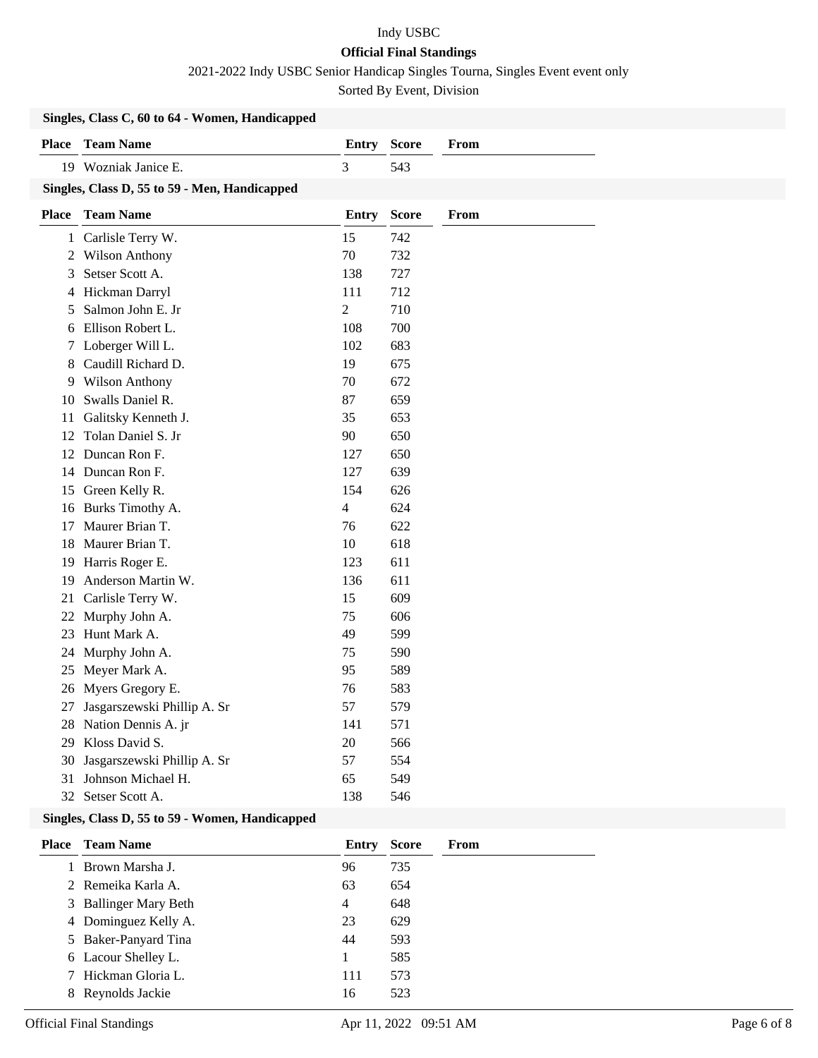Indy USBC

**Official Final Standings**

2021-2022 Indy USBC Senior Handicap Singles Tourna, Singles Event event only

Sorted By Event, Division

### Singles, Class C, 60 to 64 - Women, Handicapped

| Place | Team Name | Entry | Score | From |
|---|---|---|---|---|
| 19 | Wozniak Janice E. | 3 | 543 | |

### Singles, Class D, 55 to 59 - Men, Handicapped

| Place | Team Name | Entry | Score | From |
|---|---|---|---|---|
| 1 | Carlisle Terry W. | 15 | 742 | |
| 2 | Wilson Anthony | 70 | 732 | |
| 3 | Setser Scott A. | 138 | 727 | |
| 4 | Hickman Darryl | 111 | 712 | |
| 5 | Salmon John E. Jr | 2 | 710 | |
| 6 | Ellison Robert L. | 108 | 700 | |
| 7 | Loberger Will L. | 102 | 683 | |
| 8 | Caudill Richard D. | 19 | 675 | |
| 9 | Wilson Anthony | 70 | 672 | |
| 10 | Swalls Daniel R. | 87 | 659 | |
| 11 | Galitsky Kenneth J. | 35 | 653 | |
| 12 | Tolan Daniel S. Jr | 90 | 650 | |
| 12 | Duncan Ron F. | 127 | 650 | |
| 14 | Duncan Ron F. | 127 | 639 | |
| 15 | Green Kelly R. | 154 | 626 | |
| 16 | Burks Timothy A. | 4 | 624 | |
| 17 | Maurer Brian T. | 76 | 622 | |
| 18 | Maurer Brian T. | 10 | 618 | |
| 19 | Harris Roger E. | 123 | 611 | |
| 19 | Anderson Martin W. | 136 | 611 | |
| 21 | Carlisle Terry W. | 15 | 609 | |
| 22 | Murphy John A. | 75 | 606 | |
| 23 | Hunt Mark A. | 49 | 599 | |
| 24 | Murphy John A. | 75 | 590 | |
| 25 | Meyer Mark A. | 95 | 589 | |
| 26 | Myers Gregory E. | 76 | 583 | |
| 27 | Jasgarszewski Phillip A. Sr | 57 | 579 | |
| 28 | Nation Dennis A. jr | 141 | 571 | |
| 29 | Kloss David S. | 20 | 566 | |
| 30 | Jasgarszewski Phillip A. Sr | 57 | 554 | |
| 31 | Johnson Michael H. | 65 | 549 | |
| 32 | Setser Scott A. | 138 | 546 | |

### Singles, Class D, 55 to 59 - Women, Handicapped

| Place | Team Name | Entry | Score | From |
|---|---|---|---|---|
| 1 | Brown Marsha J. | 96 | 735 | |
| 2 | Remeika Karla A. | 63 | 654 | |
| 3 | Ballinger Mary Beth | 4 | 648 | |
| 4 | Dominguez Kelly A. | 23 | 629 | |
| 5 | Baker-Panyard Tina | 44 | 593 | |
| 6 | Lacour Shelley L. | 1 | 585 | |
| 7 | Hickman Gloria L. | 111 | 573 | |
| 8 | Reynolds Jackie | 16 | 523 | |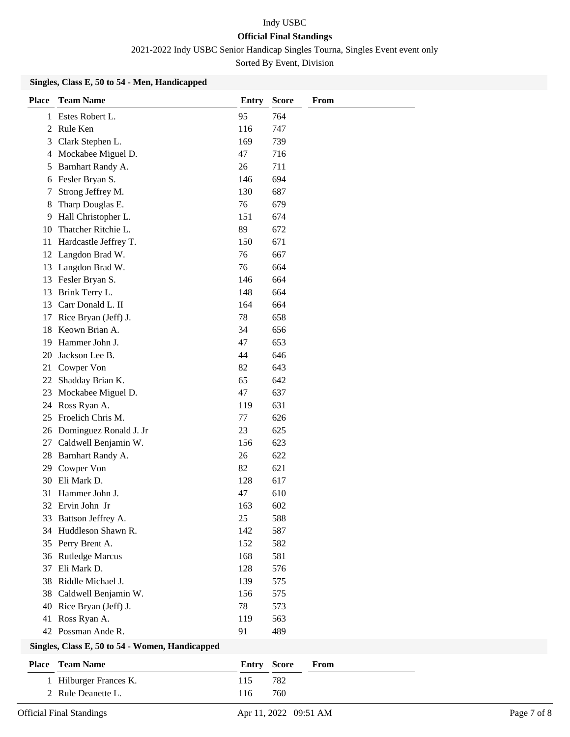Indy USBC

**Official Final Standings**

2021-2022 Indy USBC Senior Handicap Singles Tourna, Singles Event event only

Sorted By Event, Division

### Singles, Class E, 50 to 54 - Men, Handicapped

| Place | Team Name | Entry | Score | From |
|---|---|---|---|---|
| 1 | Estes Robert L. | 95 | 764 | |
| 2 | Rule Ken | 116 | 747 | |
| 3 | Clark Stephen L. | 169 | 739 | |
| 4 | Mockabee Miguel D. | 47 | 716 | |
| 5 | Barnhart Randy A. | 26 | 711 | |
| 6 | Fesler Bryan S. | 146 | 694 | |
| 7 | Strong Jeffrey M. | 130 | 687 | |
| 8 | Tharp Douglas E. | 76 | 679 | |
| 9 | Hall Christopher L. | 151 | 674 | |
| 10 | Thatcher Ritchie L. | 89 | 672 | |
| 11 | Hardcastle Jeffrey T. | 150 | 671 | |
| 12 | Langdon Brad W. | 76 | 667 | |
| 13 | Langdon Brad W. | 76 | 664 | |
| 13 | Fesler Bryan S. | 146 | 664 | |
| 13 | Brink Terry L. | 148 | 664 | |
| 13 | Carr Donald L. II | 164 | 664 | |
| 17 | Rice Bryan (Jeff) J. | 78 | 658 | |
| 18 | Keown Brian A. | 34 | 656 | |
| 19 | Hammer John J. | 47 | 653 | |
| 20 | Jackson Lee B. | 44 | 646 | |
| 21 | Cowper Von | 82 | 643 | |
| 22 | Shadday Brian K. | 65 | 642 | |
| 23 | Mockabee Miguel D. | 47 | 637 | |
| 24 | Ross Ryan A. | 119 | 631 | |
| 25 | Froelich Chris M. | 77 | 626 | |
| 26 | Dominguez Ronald J. Jr | 23 | 625 | |
| 27 | Caldwell Benjamin W. | 156 | 623 | |
| 28 | Barnhart Randy A. | 26 | 622 | |
| 29 | Cowper Von | 82 | 621 | |
| 30 | Eli Mark D. | 128 | 617 | |
| 31 | Hammer John J. | 47 | 610 | |
| 32 | Ervin John Jr | 163 | 602 | |
| 33 | Battson Jeffrey A. | 25 | 588 | |
| 34 | Huddleson Shawn R. | 142 | 587 | |
| 35 | Perry Brent A. | 152 | 582 | |
| 36 | Rutledge Marcus | 168 | 581 | |
| 37 | Eli Mark D. | 128 | 576 | |
| 38 | Riddle Michael J. | 139 | 575 | |
| 38 | Caldwell Benjamin W. | 156 | 575 | |
| 40 | Rice Bryan (Jeff) J. | 78 | 573 | |
| 41 | Ross Ryan A. | 119 | 563 | |
| 42 | Possman Ande R. | 91 | 489 | |

### Singles, Class E, 50 to 54 - Women, Handicapped

| Place | Team Name | Entry | Score | From |
|---|---|---|---|---|
| 1 | Hilburger Frances K. | 115 | 782 | |
| 2 | Rule Deanette L. | 116 | 760 | |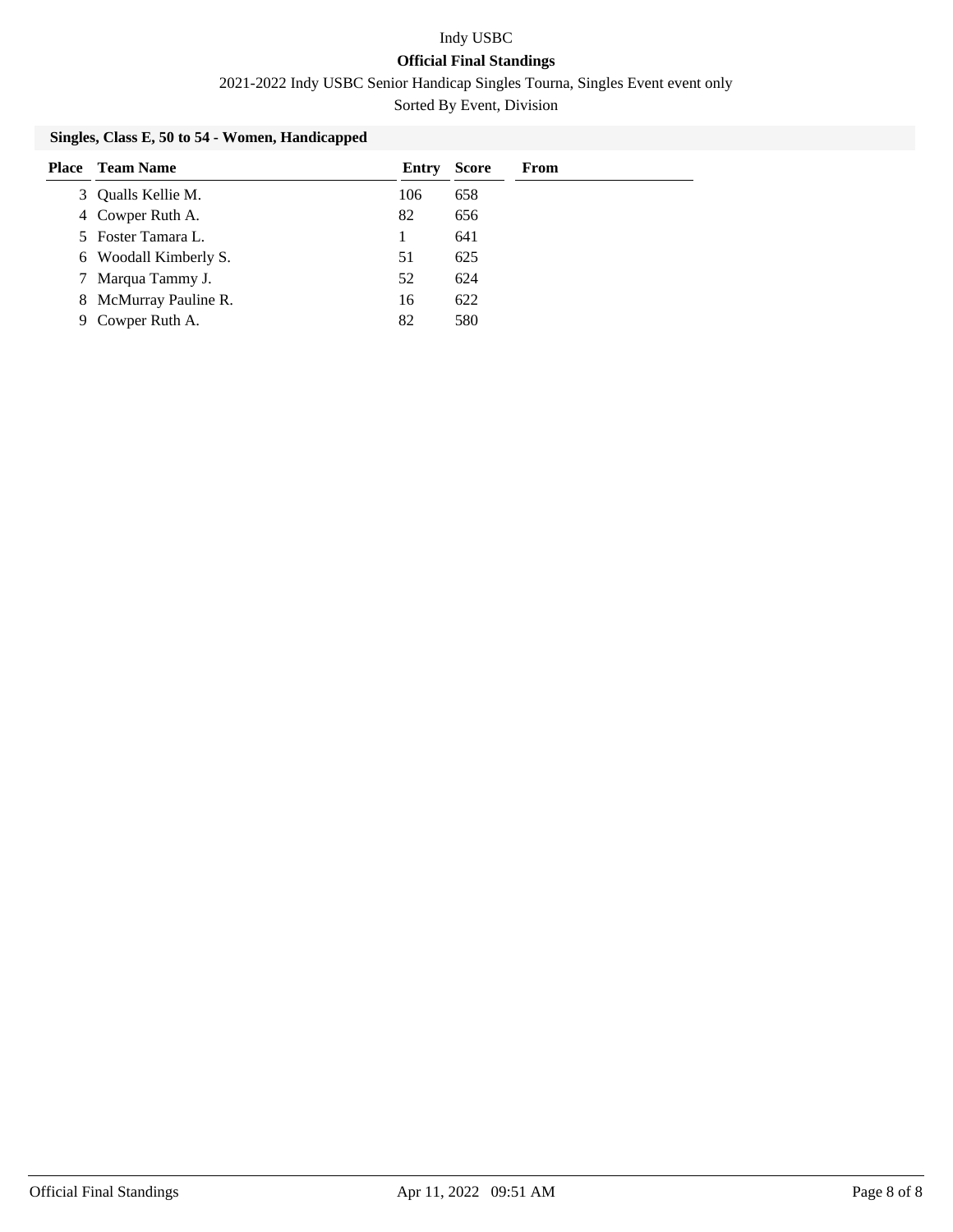Indy USBC

**Official Final Standings**

2021-2022 Indy USBC Senior Handicap Singles Tourna, Singles Event event only

Sorted By Event, Division

### Singles, Class E, 50 to 54 - Women, Handicapped

| Place | Team Name | Entry | Score | From |
|---|---|---|---|---|
| 3 | Qualls Kellie M. | 106 | 658 | |
| 4 | Cowper Ruth A. | 82 | 656 | |
| 5 | Foster Tamara L. | 1 | 641 | |
| 6 | Woodall Kimberly S. | 51 | 625 | |
| 7 | Marqua Tammy J. | 52 | 624 | |
| 8 | McMurray Pauline R. | 16 | 622 | |
| 9 | Cowper Ruth A. | 82 | 580 | |

Official Final Standings    Apr 11, 2022 09:51 AM